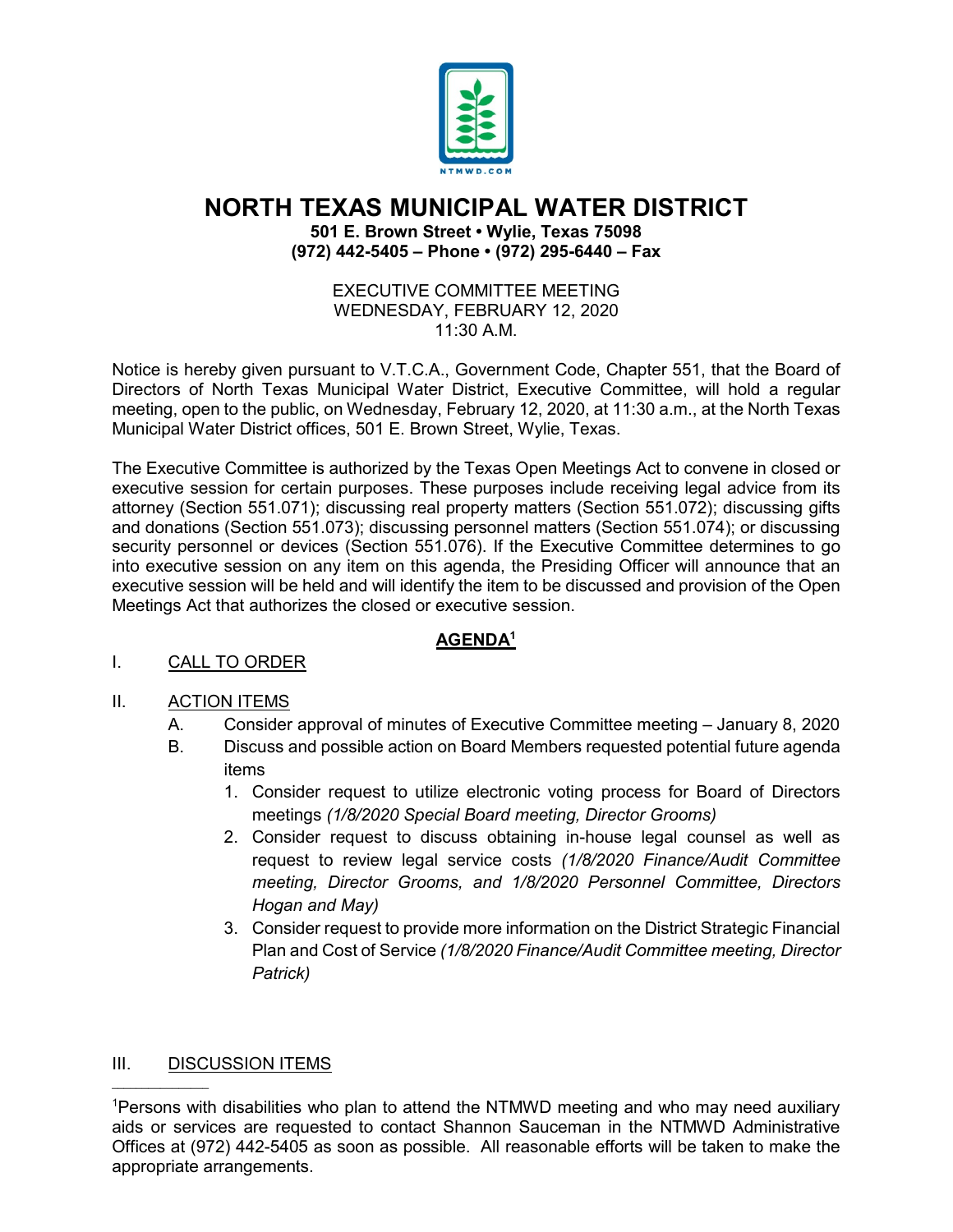# NORTH TEXAS MUNICIPAL WATER DISTRICT

**501 E. Brown Street • Wylie, Texas 75098**
**(972) 442-5405 – Phone • (972) 295-6440 – Fax**

EXECUTIVE COMMITTEE MEETING
WEDNESDAY, FEBRUARY 12, 2020
11:30 A.M.

Notice is hereby given pursuant to V.T.C.A., Government Code, Chapter 551, that the Board of Directors of North Texas Municipal Water District, Executive Committee, will hold a regular meeting, open to the public, on Wednesday, February 12, 2020, at 11:30 a.m., at the North Texas Municipal Water District offices, 501 E. Brown Street, Wylie, Texas.

The Executive Committee is authorized by the Texas Open Meetings Act to convene in closed or executive session for certain purposes. These purposes include receiving legal advice from its attorney (Section 551.071); discussing real property matters (Section 551.072); discussing gifts and donations (Section 551.073); discussing personnel matters (Section 551.074); or discussing security personnel or devices (Section 551.076). If the Executive Committee determines to go into executive session on any item on this agenda, the Presiding Officer will announce that an executive session will be held and will identify the item to be discussed and provision of the Open Meetings Act that authorizes the closed or executive session.

## AGENDA[1]

I. CALL TO ORDER

II. ACTION ITEMS

A. Consider approval of minutes of Executive Committee meeting – January 8, 2020

B. Discuss and possible action on Board Members requested potential future agenda items

1. Consider request to utilize electronic voting process for Board of Directors meetings *(1/8/2020 Special Board meeting, Director Grooms)*
2. Consider request to discuss obtaining in-house legal counsel as well as request to review legal service costs *(1/8/2020 Finance/Audit Committee meeting, Director Grooms, and 1/8/2020 Personnel Committee, Directors Hogan and May)*
3. Consider request to provide more information on the District Strategic Financial Plan and Cost of Service *(1/8/2020 Finance/Audit Committee meeting, Director Patrick)*

III. DISCUSSION ITEMS

---

[1]Persons with disabilities who plan to attend the NTMWD meeting and who may need auxiliary aids or services are requested to contact Shannon Sauceman in the NTMWD Administrative Offices at (972) 442-5405 as soon as possible. All reasonable efforts will be taken to make the appropriate arrangements.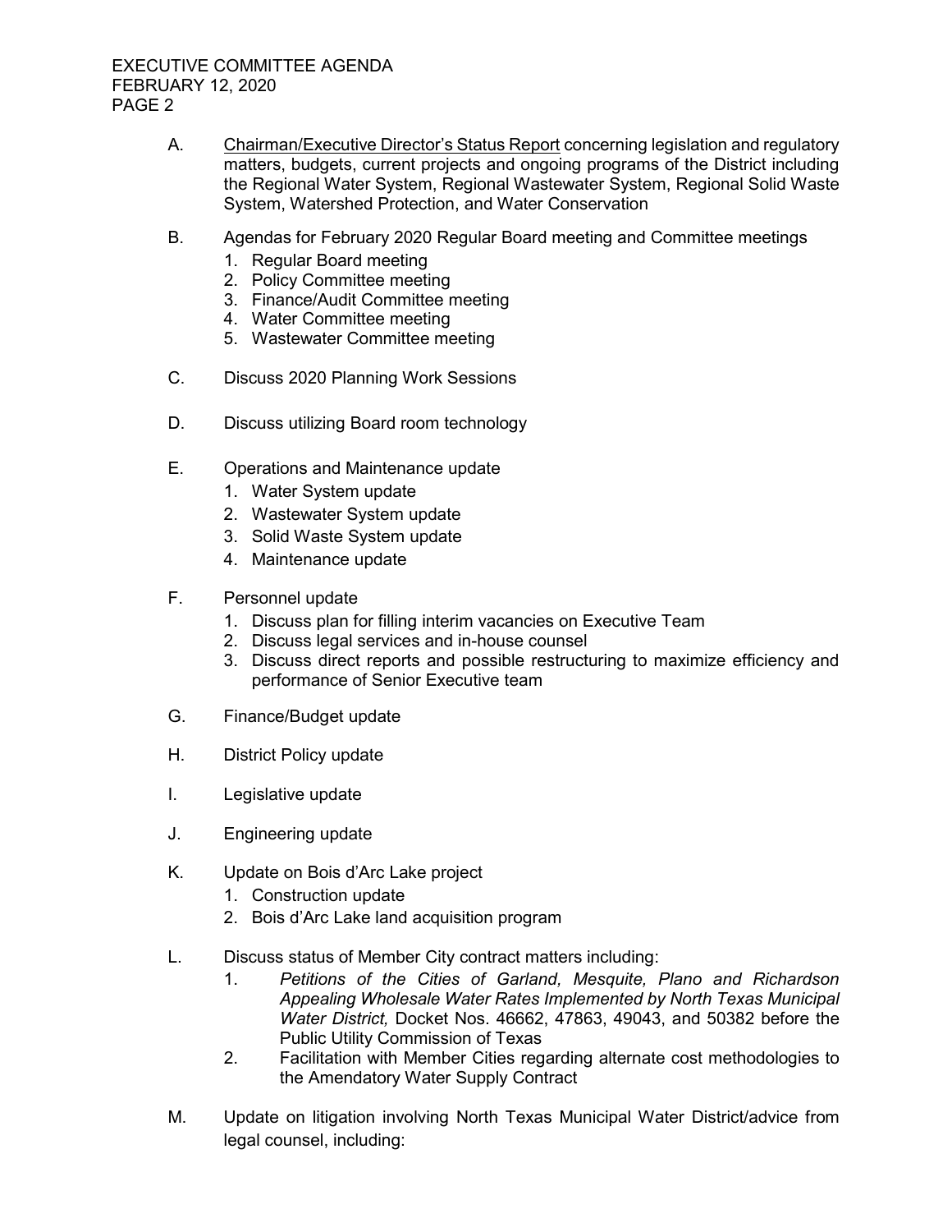A. <u>Chairman/Executive Director's Status Report</u> concerning legislation and regulatory matters, budgets, current projects and ongoing programs of the District including the Regional Water System, Regional Wastewater System, Regional Solid Waste System, Watershed Protection, and Water Conservation

B. Agendas for February 2020 Regular Board meeting and Committee meetings
   1. Regular Board meeting
   2. Policy Committee meeting
   3. Finance/Audit Committee meeting
   4. Water Committee meeting
   5. Wastewater Committee meeting

C. Discuss 2020 Planning Work Sessions

D. Discuss utilizing Board room technology

E. Operations and Maintenance update
   1. Water System update
   2. Wastewater System update
   3. Solid Waste System update
   4. Maintenance update

F. Personnel update
   1. Discuss plan for filling interim vacancies on Executive Team
   2. Discuss legal services and in-house counsel
   3. Discuss direct reports and possible restructuring to maximize efficiency and performance of Senior Executive team

G. Finance/Budget update

H. District Policy update

I. Legislative update

J. Engineering update

K. Update on Bois d'Arc Lake project
   1. Construction update
   2. Bois d'Arc Lake land acquisition program

L. Discuss status of Member City contract matters including:
   1. *Petitions of the Cities of Garland, Mesquite, Plano and Richardson Appealing Wholesale Water Rates Implemented by North Texas Municipal Water District,* Docket Nos. 46662, 47863, 49043, and 50382 before the Public Utility Commission of Texas
   2. Facilitation with Member Cities regarding alternate cost methodologies to the Amendatory Water Supply Contract

M. Update on litigation involving North Texas Municipal Water District/advice from legal counsel, including: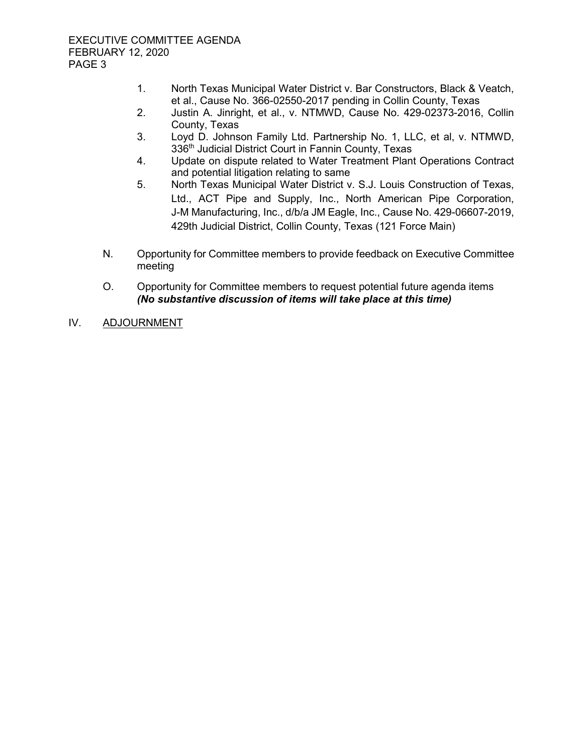1. North Texas Municipal Water District v. Bar Constructors, Black & Veatch, et al., Cause No. 366-02550-2017 pending in Collin County, Texas
2. Justin A. Jinright, et al., v. NTMWD, Cause No. 429-02373-2016, Collin County, Texas
3. Loyd D. Johnson Family Ltd. Partnership No. 1, LLC, et al, v. NTMWD, 336th Judicial District Court in Fannin County, Texas
4. Update on dispute related to Water Treatment Plant Operations Contract and potential litigation relating to same
5. North Texas Municipal Water District v. S.J. Louis Construction of Texas, Ltd., ACT Pipe and Supply, Inc., North American Pipe Corporation, J-M Manufacturing, Inc., d/b/a JM Eagle, Inc., Cause No. 429-06607-2019, 429th Judicial District, Collin County, Texas (121 Force Main)

N. Opportunity for Committee members to provide feedback on Executive Committee meeting

O. Opportunity for Committee members to request potential future agenda items ***(No substantive discussion of items will take place at this time)***

IV. ADJOURNMENT